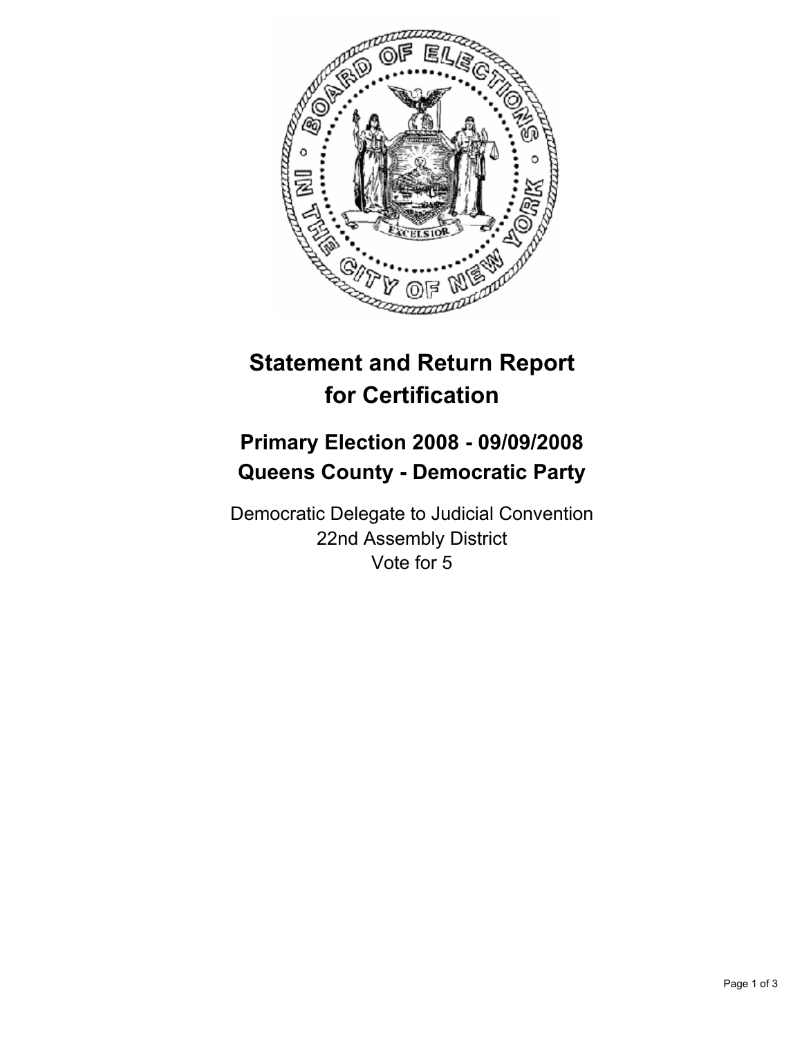# Statement and Return Report for Certification

## Primary Election 2008 - 09/09/2008
## Queens County - Democratic Party

Democratic Delegate to Judicial Convention
22nd Assembly District
Vote for 5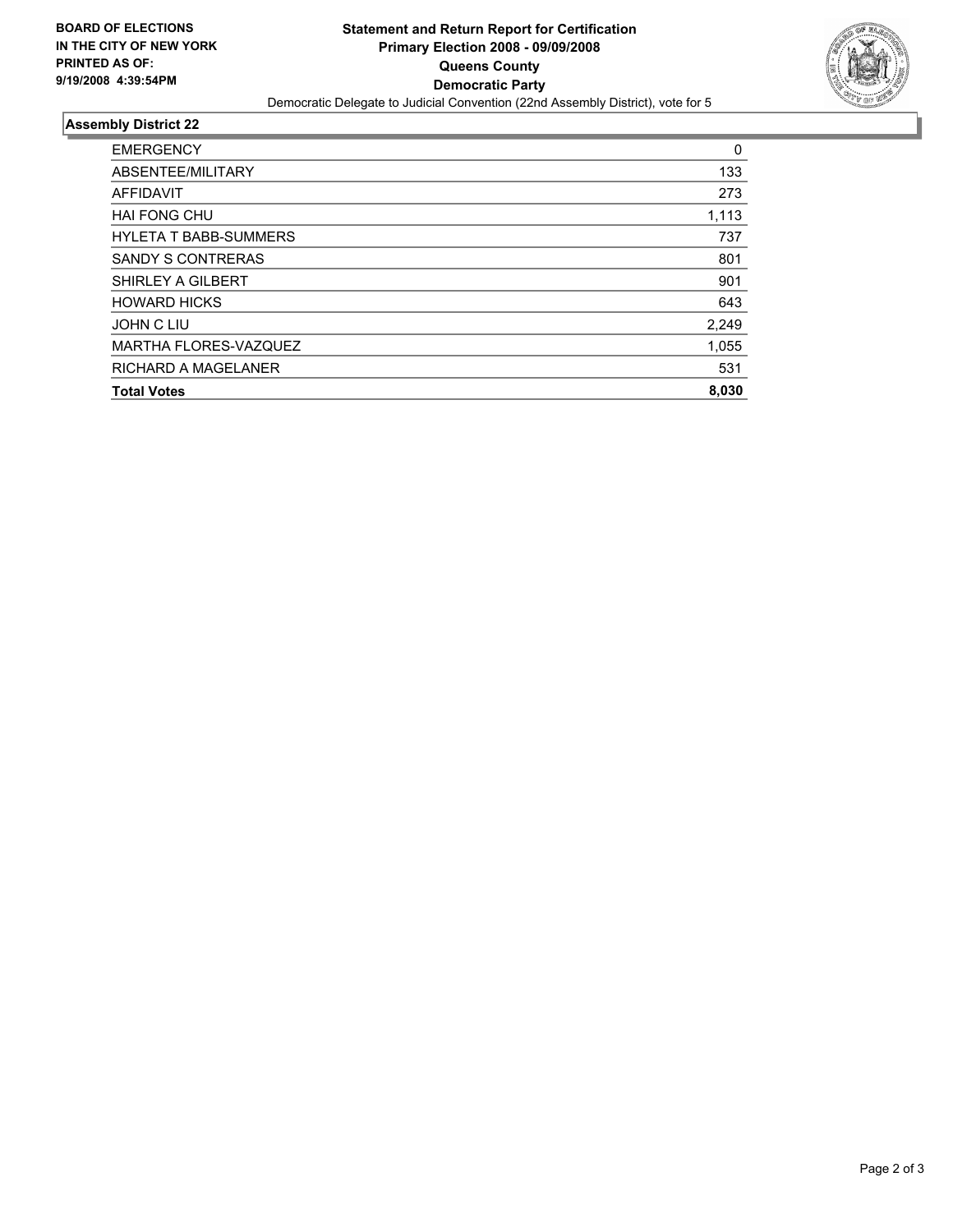**BOARD OF ELECTIONS IN THE CITY OF NEW YORK PRINTED AS OF: 9/19/2008 4:39:54PM**

# Statement and Return Report for Certification
## Primary Election 2008 - 09/09/2008
## Queens County
## Democratic Party

Democratic Delegate to Judicial Convention (22nd Assembly District), vote for 5

### Assembly District 22

| | |
|---|---|
| EMERGENCY | 0 |
| ABSENTEE/MILITARY | 133 |
| AFFIDAVIT | 273 |
| HAI FONG CHU | 1,113 |
| HYLETA T BABB-SUMMERS | 737 |
| SANDY S CONTRERAS | 801 |
| SHIRLEY A GILBERT | 901 |
| HOWARD HICKS | 643 |
| JOHN C LIU | 2,249 |
| MARTHA FLORES-VAZQUEZ | 1,055 |
| RICHARD A MAGELANER | 531 |
| **Total Votes** | **8,030** |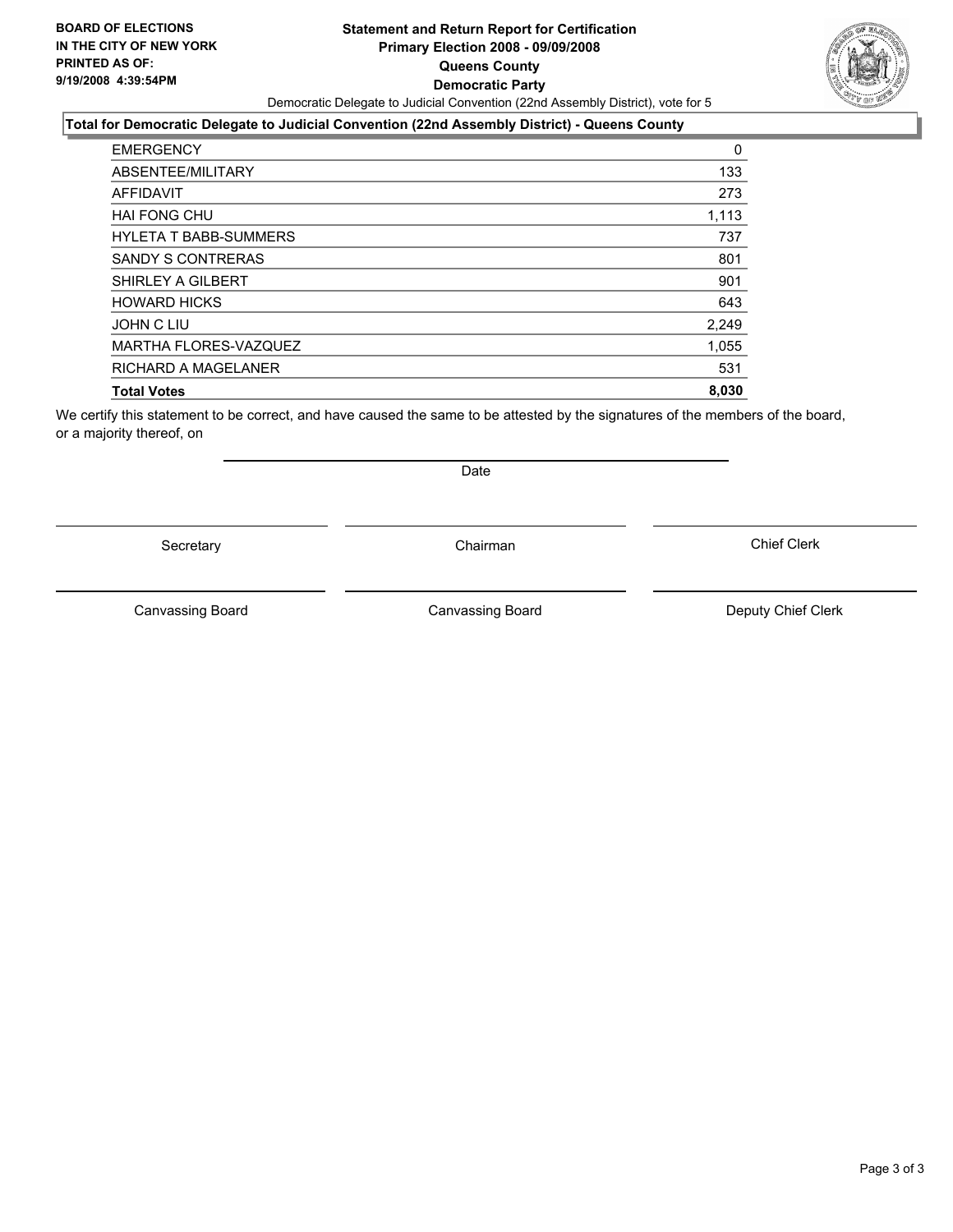**BOARD OF ELECTIONS IN THE CITY OF NEW YORK PRINTED AS OF: 9/19/2008 4:39:54PM**

# Statement and Return Report for Certification
## Primary Election 2008 - 09/09/2008
## Queens County
## Democratic Party

Democratic Delegate to Judicial Convention (22nd Assembly District), vote for 5

### Total for Democratic Delegate to Judicial Convention (22nd Assembly District) - Queens County

| | |
|---|---|
| EMERGENCY | 0 |
| ABSENTEE/MILITARY | 133 |
| AFFIDAVIT | 273 |
| HAI FONG CHU | 1,113 |
| HYLETA T BABB-SUMMERS | 737 |
| SANDY S CONTRERAS | 801 |
| SHIRLEY A GILBERT | 901 |
| HOWARD HICKS | 643 |
| JOHN C LIU | 2,249 |
| MARTHA FLORES-VAZQUEZ | 1,055 |
| RICHARD A MAGELANER | 531 |
| **Total Votes** | **8,030** |

We certify this statement to be correct, and have caused the same to be attested by the signatures of the members of the board, or a majority thereof, on

Date

Secretary

Chairman

Chief Clerk

Canvassing Board

Canvassing Board

Deputy Chief Clerk